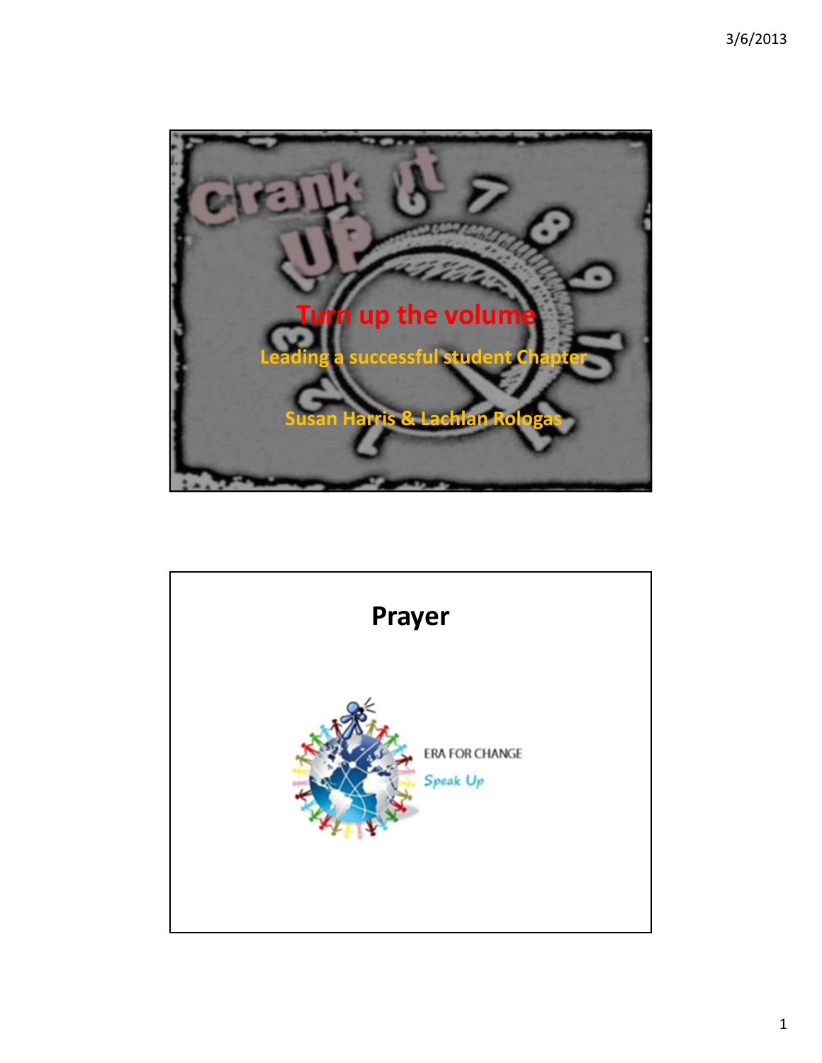# Turn up the volume

## Leading a successful student Chapter

Susan Harris & Lachlan Rologas

# Prayer

ERA FOR CHANGE

Speak Up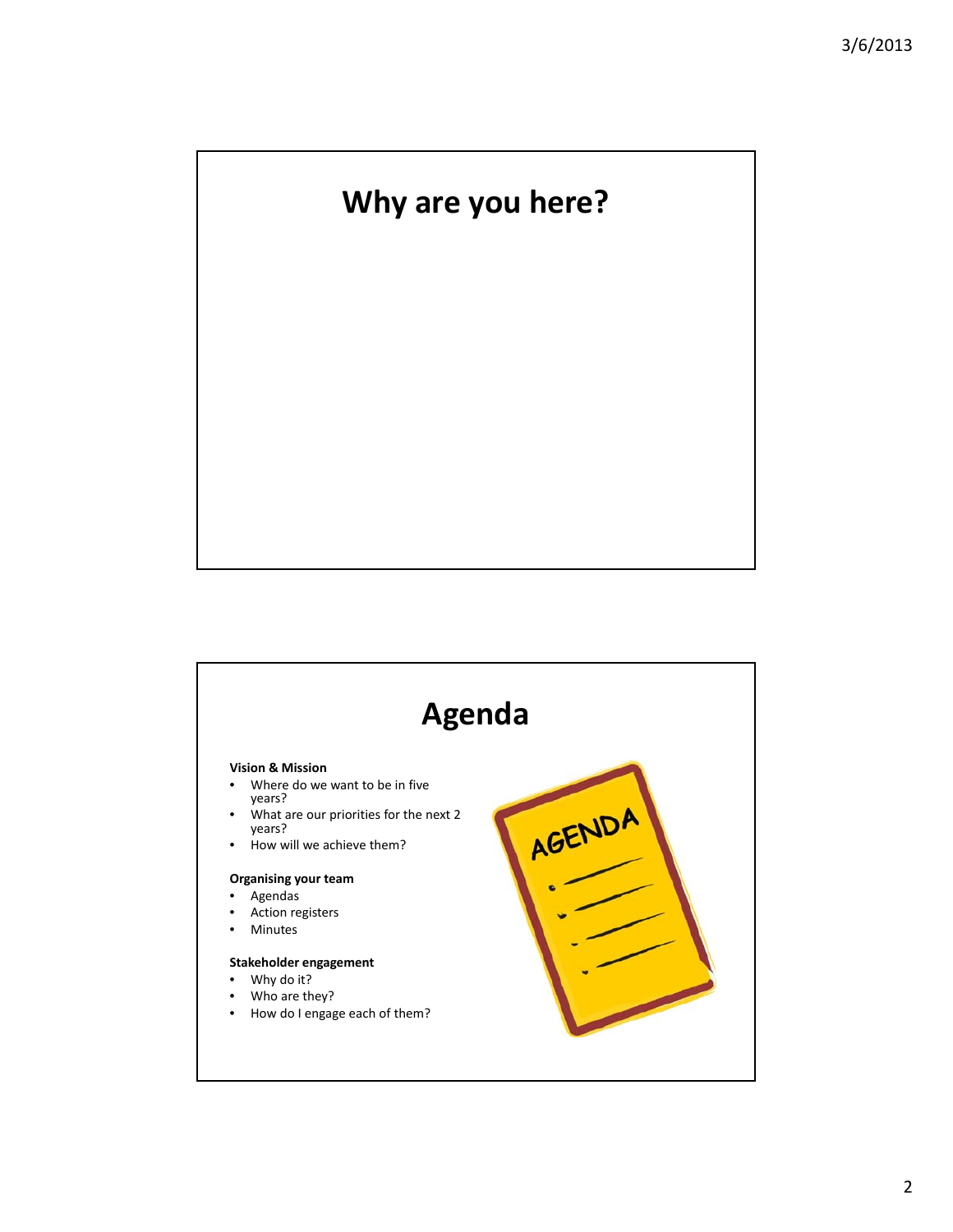## Why are you here?

## Agenda

**Vision & Mission**

- Where do we want to be in five years?
- What are our priorities for the next 2 years?
- How will we achieve them?

**Organising your team**

- Agendas
- Action registers
- Minutes

**Stakeholder engagement**

- Why do it?
- Who are they?
- How do I engage each of them?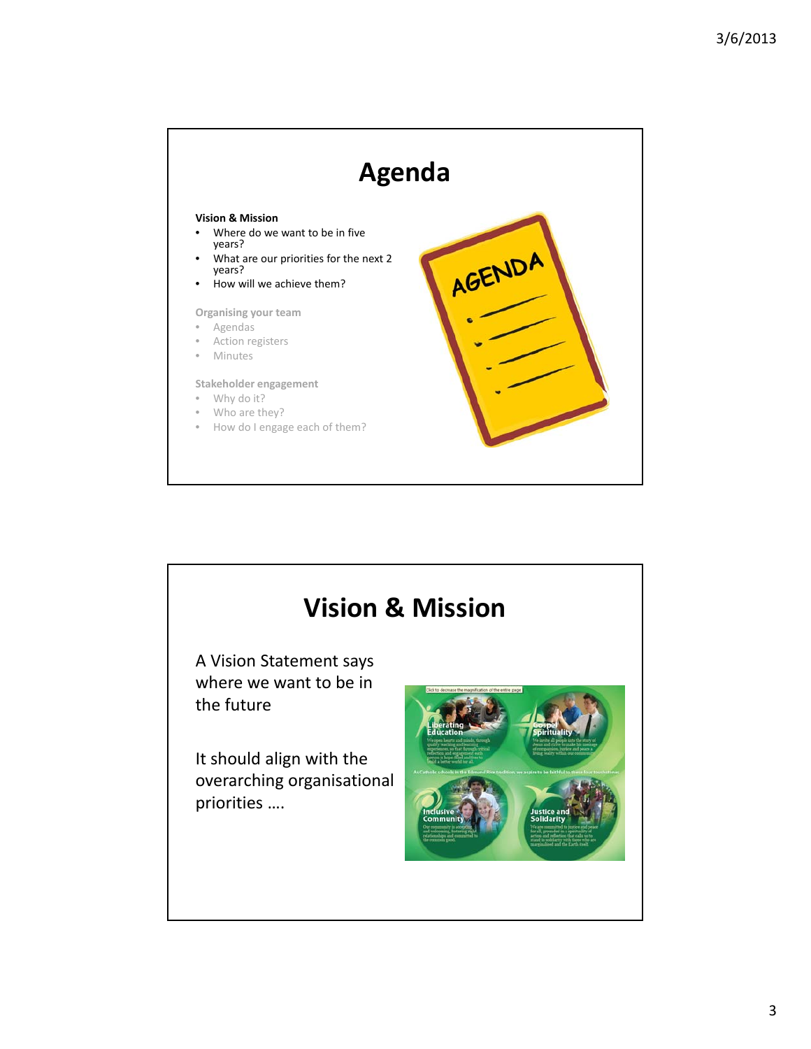# Agenda

**Vision & Mission**

- Where do we want to be in five years?
- What are our priorities for the next 2 years?
- How will we achieve them?

**Organising your team**

- Agendas
- Action registers
- Minutes

**Stakeholder engagement**

- Why do it?
- Who are they?
- How do I engage each of them?

# Vision & Mission

A Vision Statement says where we want to be in the future

It should align with the overarching organisational priorities ….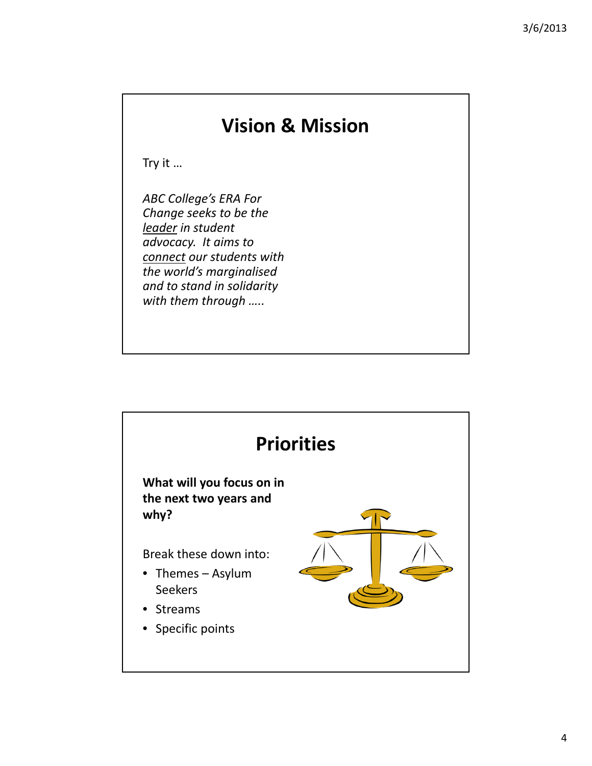# Vision & Mission

Try it …

*ABC College's ERA For Change seeks to be the <u>leader</u> in student advocacy. It aims to <u>connect</u> our students with the world's marginalised and to stand in solidarity with them through …..*

# Priorities

**What will you focus on in the next two years and why?**

Break these down into:

- Themes – Asylum Seekers
- Streams
- Specific points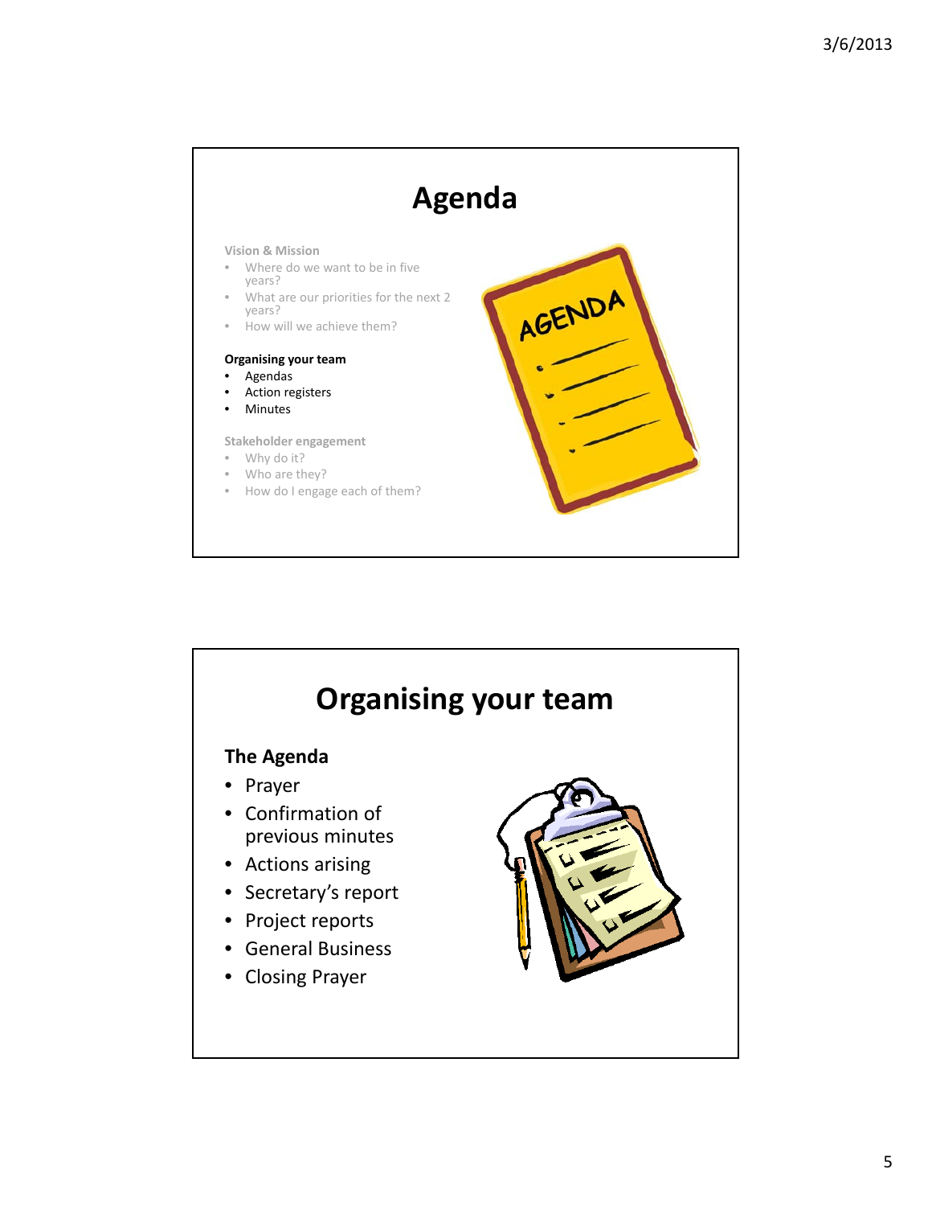# Agenda

**Vision & Mission**

- Where do we want to be in five years?
- What are our priorities for the next 2 years?
- How will we achieve them?

**Organising your team**

- Agendas
- Action registers
- Minutes

**Stakeholder engagement**

- Why do it?
- Who are they?
- How do I engage each of them?

# Organising your team

**The Agenda**

- Prayer
- Confirmation of previous minutes
- Actions arising
- Secretary's report
- Project reports
- General Business
- Closing Prayer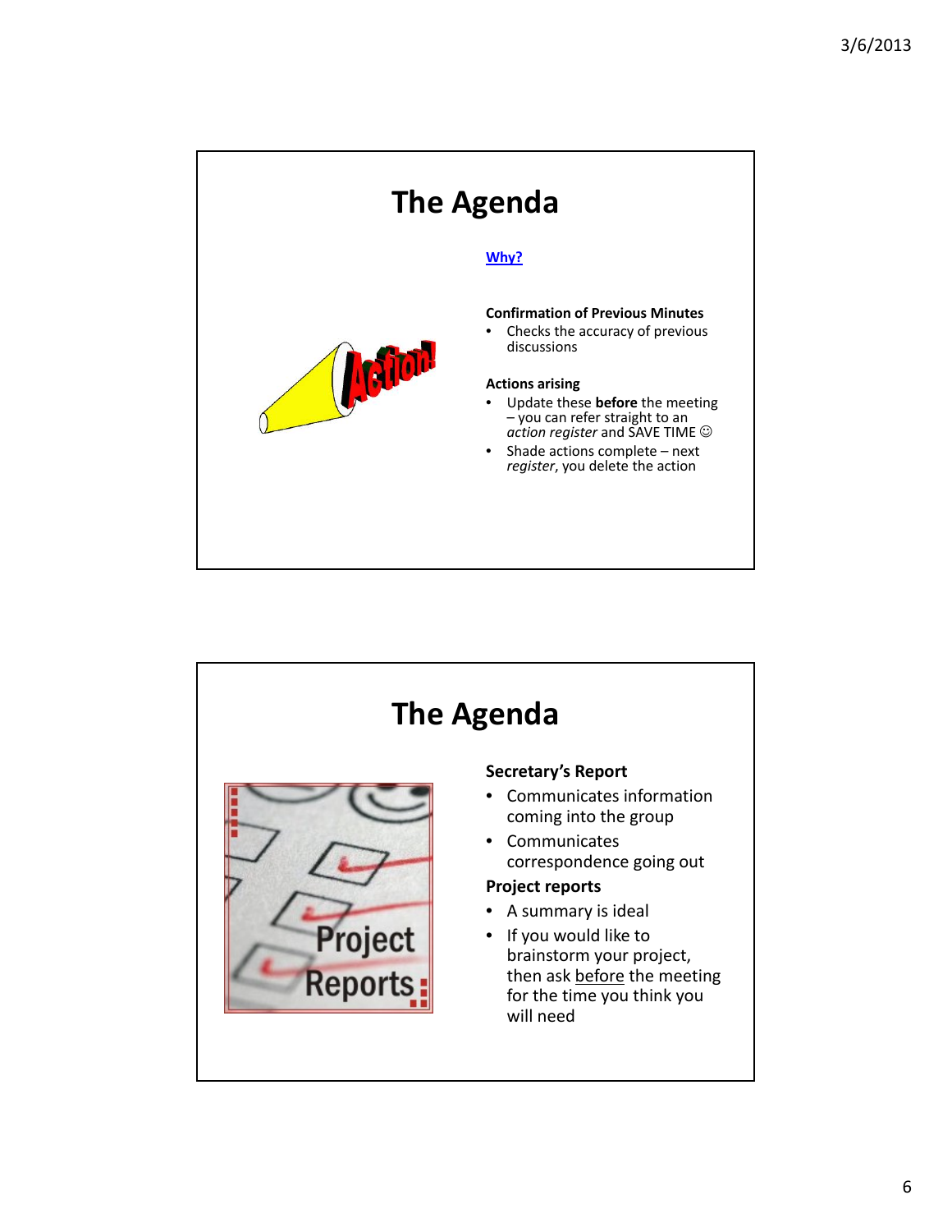# The Agenda

[Why?]

**Confirmation of Previous Minutes**

- Checks the accuracy of previous discussions

**Actions arising**

- Update these **before** the meeting – you can refer straight to an *action register* and SAVE TIME ☺
- Shade actions complete – next *register*, you delete the action

# The Agenda

**Secretary's Report**

- Communicates information coming into the group
- Communicates correspondence going out

**Project reports**

- A summary is ideal
- If you would like to brainstorm your project, then ask <u>before</u> the meeting for the time you think you will need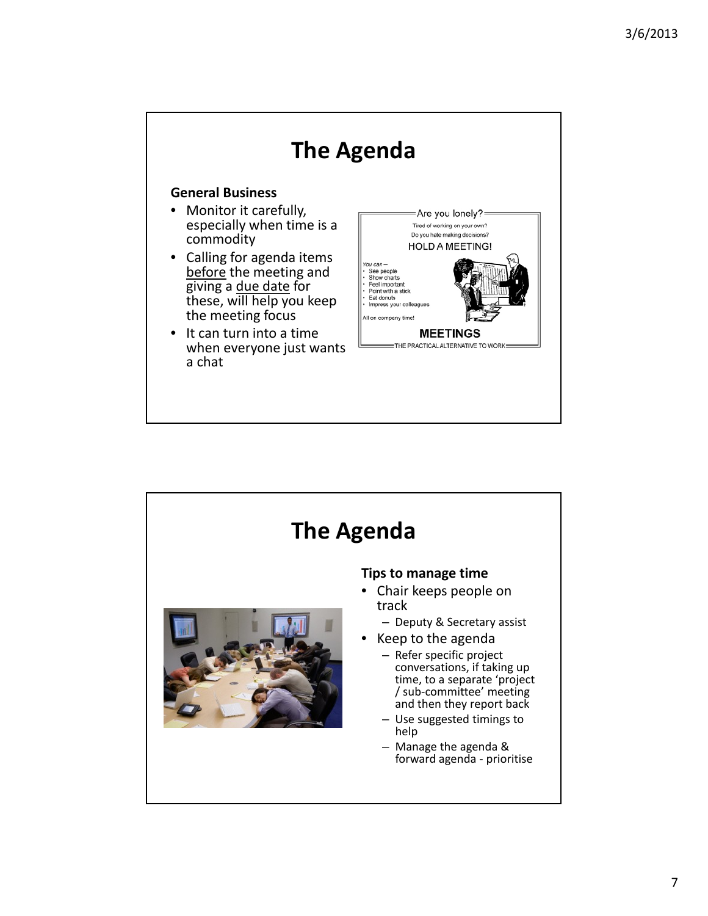# The Agenda

**General Business**

- Monitor it carefully, especially when time is a commodity
- Calling for agenda items before the meeting and giving a due date for these, will help you keep the meeting focus
- It can turn into a time when everyone just wants a chat

# The Agenda

**Tips to manage time**

- Chair keeps people on track
  - Deputy & Secretary assist
- Keep to the agenda
  - Refer specific project conversations, if taking up time, to a separate 'project / sub-committee' meeting and then they report back
  - Use suggested timings to help
  - Manage the agenda & forward agenda - prioritise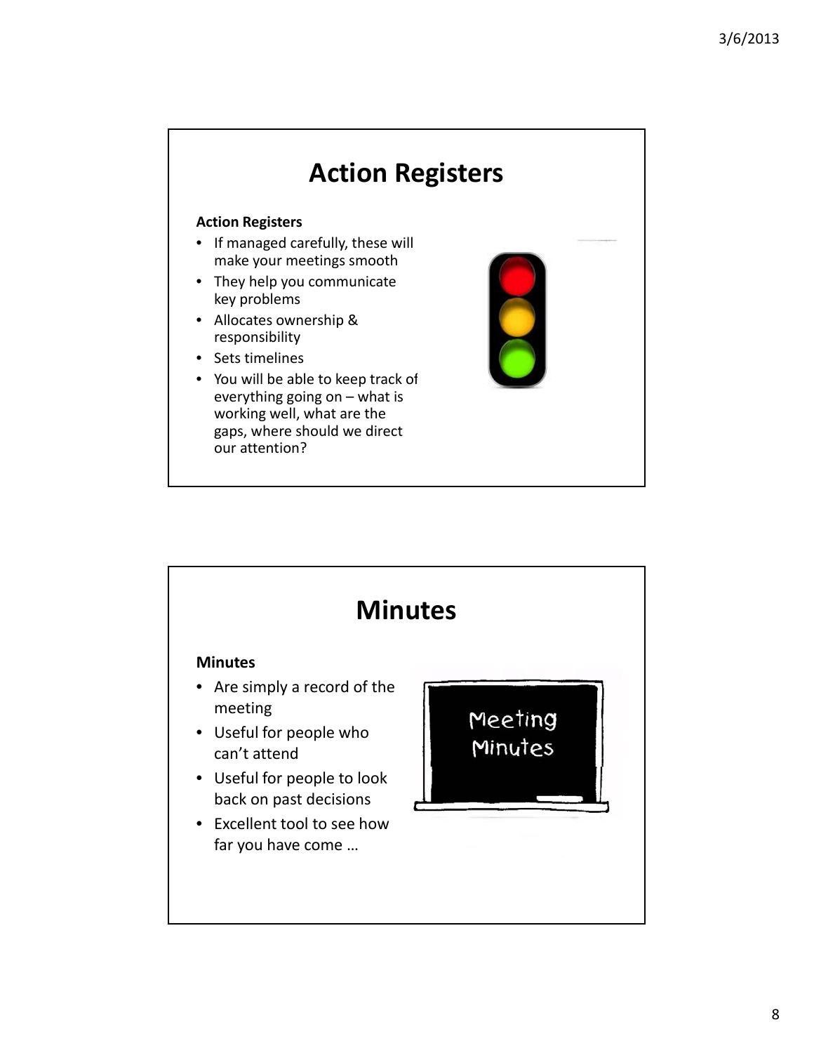# Action Registers

**Action Registers**

- If managed carefully, these will make your meetings smooth
- They help you communicate key problems
- Allocates ownership & responsibility
- Sets timelines
- You will be able to keep track of everything going on – what is working well, what are the gaps, where should we direct our attention?

# Minutes

**Minutes**

- Are simply a record of the meeting
- Useful for people who can't attend
- Useful for people to look back on past decisions
- Excellent tool to see how far you have come …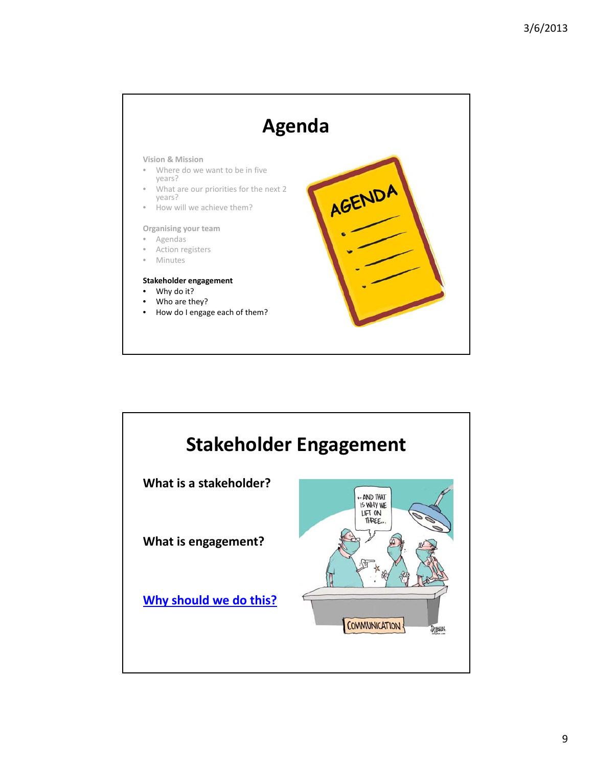# Agenda

**Vision & Mission**
- Where do we want to be in five years?
- What are our priorities for the next 2 years?
- How will we achieve them?

**Organising your team**
- Agendas
- Action registers
- Minutes

**Stakeholder engagement**
- Why do it?
- Who are they?
- How do I engage each of them?

# Stakeholder Engagement

**What is a stakeholder?**

**What is engagement?**

**Why should we do this?**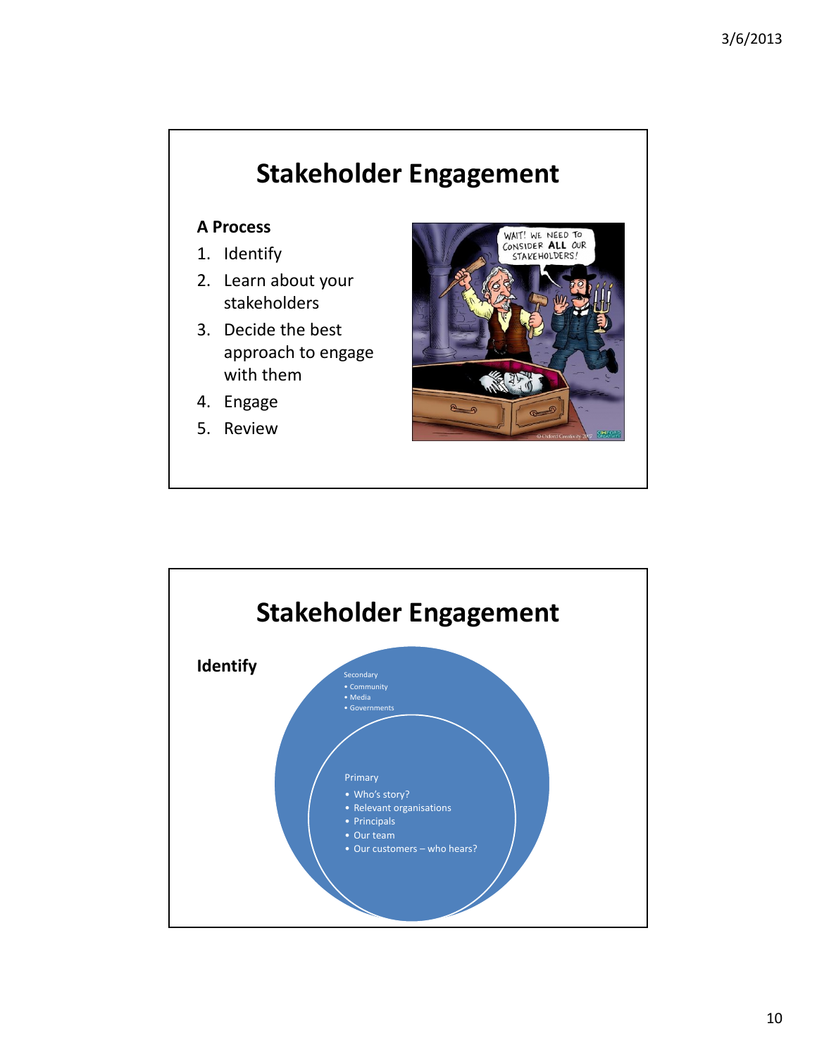## Stakeholder Engagement

**A Process**

1. Identify
2. Learn about your stakeholders
3. Decide the best approach to engage with them
4. Engage
5. Review

## Stakeholder Engagement

**Identify**

Secondary

- Community
- Media
- Governments

Primary

- Who's story?
- Relevant organisations
- Principals
- Our team
- Our customers – who hears?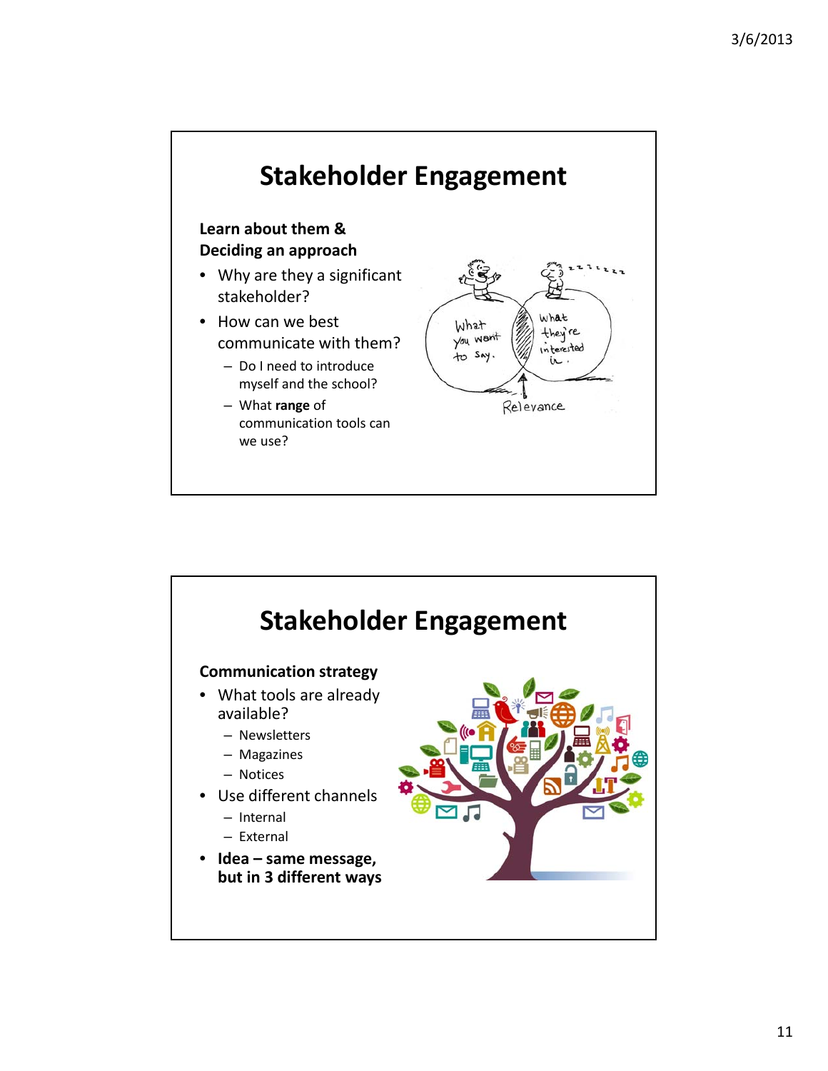# Stakeholder Engagement

**Learn about them & Deciding an approach**

- Why are they a significant stakeholder?
- How can we best communicate with them?
  - Do I need to introduce myself and the school?
  - What **range** of communication tools can we use?

# Stakeholder Engagement

**Communication strategy**

- What tools are already available?
  - Newsletters
  - Magazines
  - Notices
- Use different channels
  - Internal
  - External
- **Idea – same message, but in 3 different ways**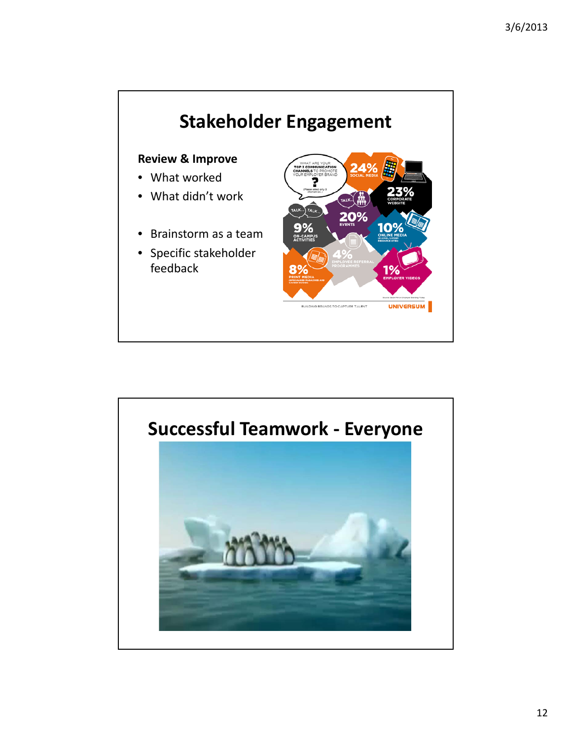# Stakeholder Engagement

**Review & Improve**

- What worked
- What didn't work

- Brainstorm as a team
- Specific stakeholder feedback

WHAT ARE YOUR TOP 3 COMMUNICATION CHANNELS TO PROMOTE YOUR EMPLOYER BRAND ?

24% SOCIAL MEDIA

23% CORPORATE WEBSITE

20% EVENTS

10% ONLINE MEDIA

9% ON-CAMPUS ACTIVITIES

8% PRINT MEDIA

4% EMPLOYEE REFERRAL PROGRAMMES

1% EMPLOYER VIDEOS

BUILDING BRANDS TO CAPTURE TALENT

UNIVERSUM

# Successful Teamwork - Everyone